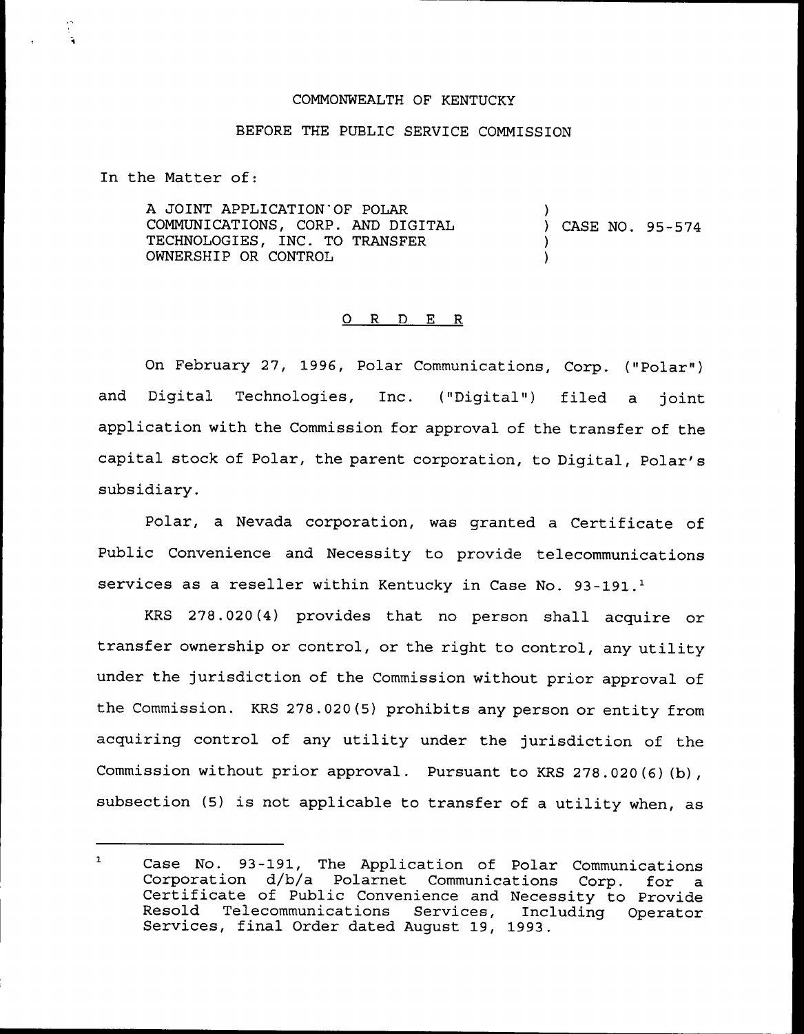COMMONWEALTH OF KENTUCKY

BEFORE THE PUBLIC SERVICE COMMISSION

In the Matter of:

| | |
|---|---|
| A JOINT APPLICATION OF POLAR COMMUNICATIONS, CORP. AND DIGITAL TECHNOLOGIES, INC. TO TRANSFER OWNERSHIP OR CONTROL | ) CASE NO. 95-574 |

O R D E R

On February 27, 1996, Polar Communications, Corp. ("Polar") and Digital Technologies, Inc. ("Digital") filed a joint application with the Commission for approval of the transfer of the capital stock of Polar, the parent corporation, to Digital, Polar's subsidiary.

Polar, a Nevada corporation, was granted a Certificate of Public Convenience and Necessity to provide telecommunications services as a reseller within Kentucky in Case No. 93-191.[1]

KRS 278.020(4) provides that no person shall acquire or transfer ownership or control, or the right to control, any utility under the jurisdiction of the Commission without prior approval of the Commission. KRS 278.020(5) prohibits any person or entity from acquiring control of any utility under the jurisdiction of the Commission without prior approval. Pursuant to KRS 278.020(6)(b), subsection (5) is not applicable to transfer of a utility when, as

[1] Case No. 93-191, The Application of Polar Communications Corporation d/b/a Polarnet Communications Corp. for a Certificate of Public Convenience and Necessity to Provide Resold Telecommunications Services, Including Operator Services, final Order dated August 19, 1993.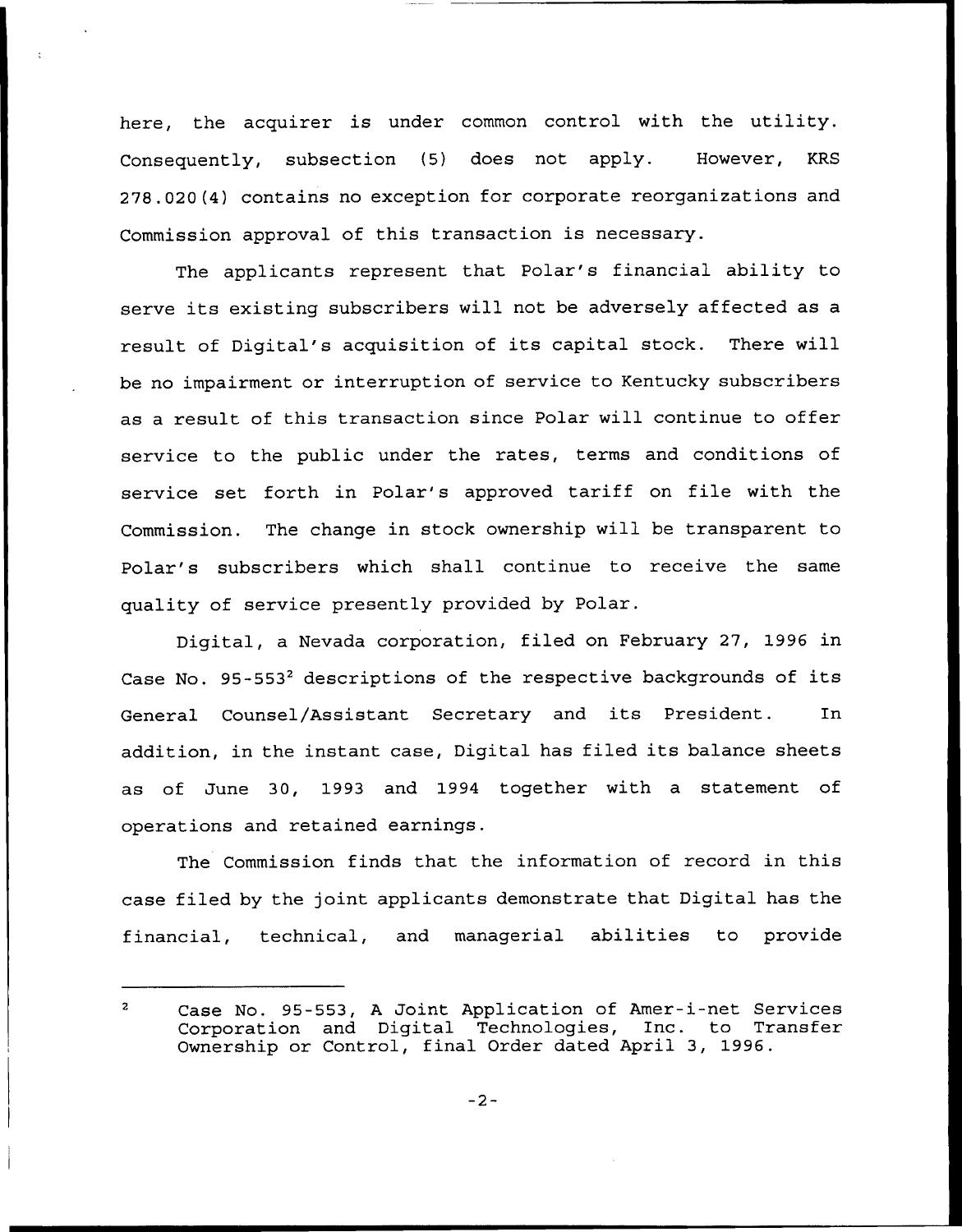here, the acquirer is under common control with the utility. Consequently, subsection (5) does not apply. However, KRS 278.020(4) contains no exception for corporate reorganizations and Commission approval of this transaction is necessary.

The applicants represent that Polar's financial ability to serve its existing subscribers will not be adversely affected as a result of Digital's acquisition of its capital stock. There will be no impairment or interruption of service to Kentucky subscribers as a result of this transaction since Polar will continue to offer service to the public under the rates, terms and conditions of service set forth in Polar's approved tariff on file with the Commission. The change in stock ownership will be transparent to Polar's subscribers which shall continue to receive the same quality of service presently provided by Polar.

Digital, a Nevada corporation, filed on February 27, 1996 in Case No. 95-553[2] descriptions of the respective backgrounds of its General Counsel/Assistant Secretary and its President. In addition, in the instant case, Digital has filed its balance sheets as of June 30, 1993 and 1994 together with a statement of operations and retained earnings.

The Commission finds that the information of record in this case filed by the joint applicants demonstrate that Digital has the financial, technical, and managerial abilities to provide

---

[2] Case No. 95-553, A Joint Application of Amer-i-net Services Corporation and Digital Technologies, Inc. to Transfer Ownership or Control, final Order dated April 3, 1996.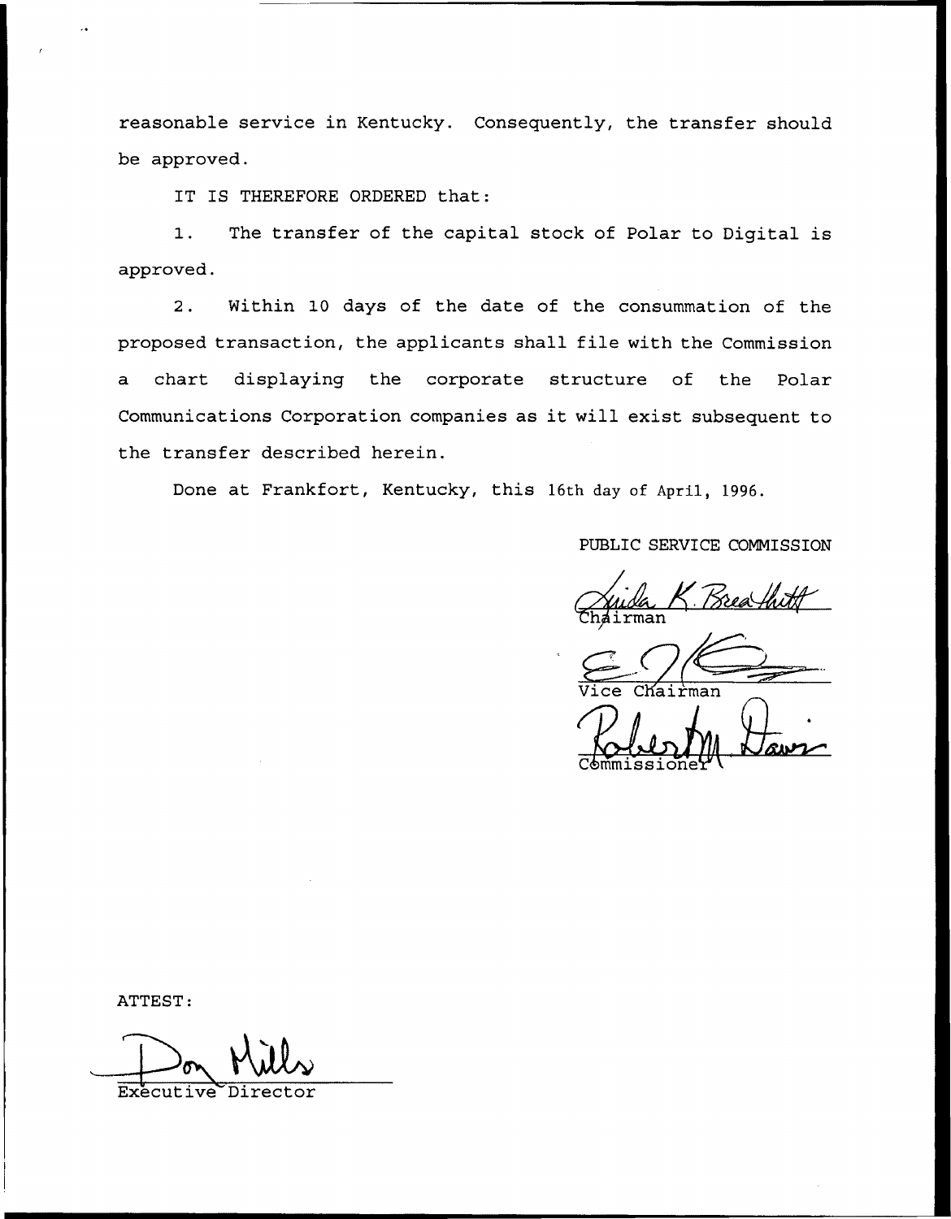reasonable service in Kentucky. Consequently, the transfer should be approved.

IT IS THEREFORE ORDERED that:

1. The transfer of the capital stock of Polar to Digital is approved.

2. Within 10 days of the date of the consummation of the proposed transaction, the applicants shall file with the Commission a chart displaying the corporate structure of the Polar Communications Corporation companies as it will exist subsequent to the transfer described herein.

Done at Frankfort, Kentucky, this 16th day of April, 1996.

PUBLIC SERVICE COMMISSION

Linda K. Breathitt
Chairman

Vice Chairman

Robert M. Davis
Commissioner

ATTEST:

Don Mills
Executive Director